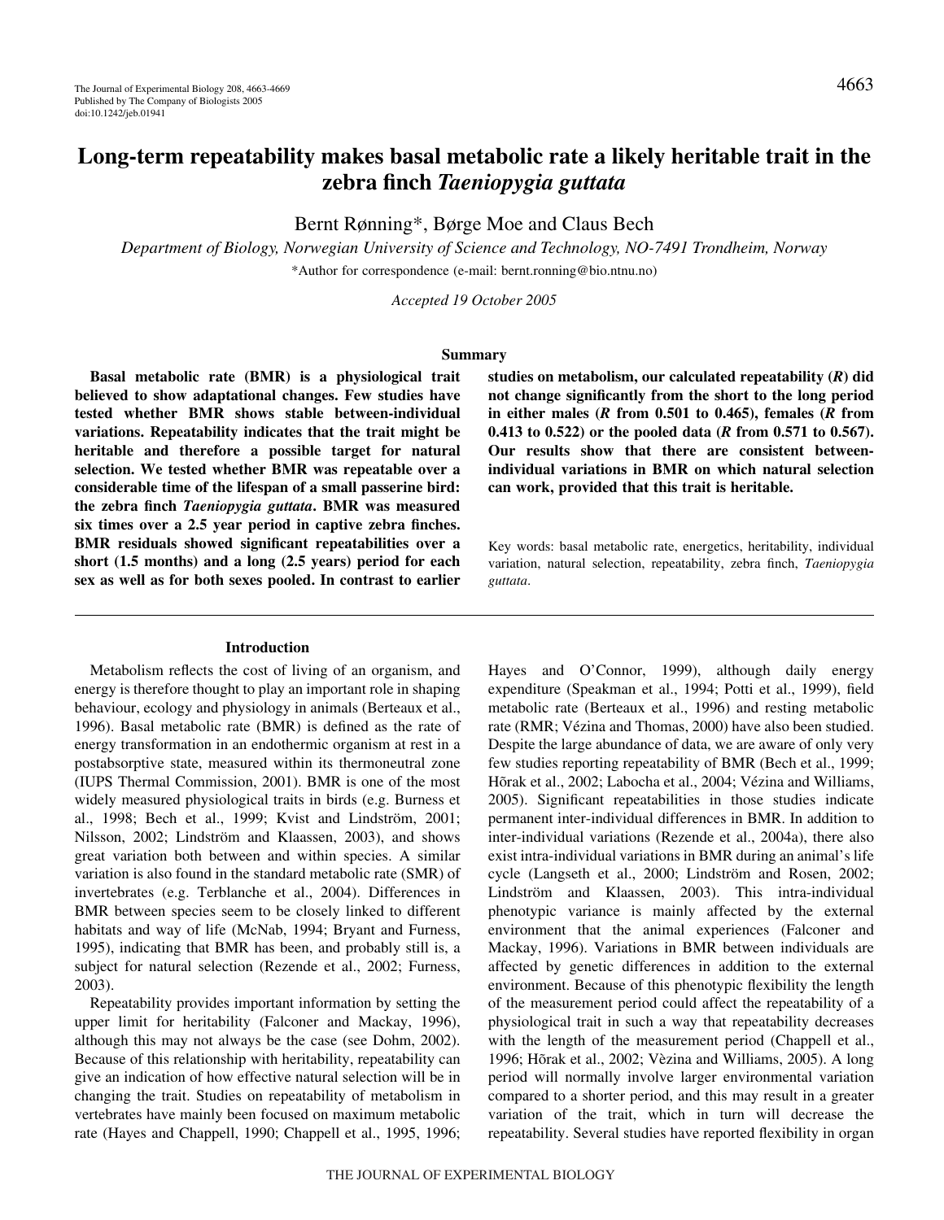# Long-term repeatability makes basal metabolic rate a likely heritable trait in the zebra finch *Taeniopygia guttata*

Bernt Rønning*, Børge Moe and Claus Bech

*Department of Biology, Norwegian University of Science and Technology, NO-7491 Trondheim, Norway*

*Author for correspondence (e-mail: bernt.ronning@bio.ntnu.no)

*Accepted 19 October 2005*

## Summary

**Basal metabolic rate (BMR) is a physiological trait believed to show adaptational changes. Few studies have tested whether BMR shows stable between-individual variations. Repeatability indicates that the trait might be heritable and therefore a possible target for natural selection. We tested whether BMR was repeatable over a considerable time of the lifespan of a small passerine bird: the zebra finch *Taeniopygia guttata*. BMR was measured six times over a 2.5 year period in captive zebra finches. BMR residuals showed significant repeatabilities over a short (1.5 months) and a long (2.5 years) period for each sex as well as for both sexes pooled. In contrast to earlier studies on metabolism, our calculated repeatability (*R*) did not change significantly from the short to the long period in either males (*R* from 0.501 to 0.465), females (*R* from 0.413 to 0.522) or the pooled data (*R* from 0.571 to 0.567). Our results show that there are consistent between-individual variations in BMR on which natural selection can work, provided that this trait is heritable.**

Key words: basal metabolic rate, energetics, heritability, individual variation, natural selection, repeatability, zebra finch, *Taeniopygia guttata*.

## Introduction

Metabolism reflects the cost of living of an organism, and energy is therefore thought to play an important role in shaping behaviour, ecology and physiology in animals (Berteaux et al., 1996). Basal metabolic rate (BMR) is defined as the rate of energy transformation in an endothermic organism at rest in a postabsorptive state, measured within its thermoneutral zone (IUPS Thermal Commission, 2001). BMR is one of the most widely measured physiological traits in birds (e.g. Burness et al., 1998; Bech et al., 1999; Kvist and Lindström, 2001; Nilsson, 2002; Lindström and Klaassen, 2003), and shows great variation both between and within species. A similar variation is also found in the standard metabolic rate (SMR) of invertebrates (e.g. Terblanche et al., 2004). Differences in BMR between species seem to be closely linked to different habitats and way of life (McNab, 1994; Bryant and Furness, 1995), indicating that BMR has been, and probably still is, a subject for natural selection (Rezende et al., 2002; Furness, 2003).

Repeatability provides important information by setting the upper limit for heritability (Falconer and Mackay, 1996), although this may not always be the case (see Dohm, 2002). Because of this relationship with heritability, repeatability can give an indication of how effective natural selection will be in changing the trait. Studies on repeatability of metabolism in vertebrates have mainly been focused on maximum metabolic rate (Hayes and Chappell, 1990; Chappell et al., 1995, 1996; Hayes and O'Connor, 1999), although daily energy expenditure (Speakman et al., 1994; Potti et al., 1999), field metabolic rate (Berteaux et al., 1996) and resting metabolic rate (RMR; Vézina and Thomas, 2000) have also been studied. Despite the large abundance of data, we are aware of only very few studies reporting repeatability of BMR (Bech et al., 1999; Hõrak et al., 2002; Labocha et al., 2004; Vézina and Williams, 2005). Significant repeatabilities in those studies indicate permanent inter-individual differences in BMR. In addition to inter-individual variations (Rezende et al., 2004a), there also exist intra-individual variations in BMR during an animal's life cycle (Langseth et al., 2000; Lindström and Rosen, 2002; Lindström and Klaassen, 2003). This intra-individual phenotypic variance is mainly affected by the external environment that the animal experiences (Falconer and Mackay, 1996). Variations in BMR between individuals are affected by genetic differences in addition to the external environment. Because of this phenotypic flexibility the length of the measurement period could affect the repeatability of a physiological trait in such a way that repeatability decreases with the length of the measurement period (Chappell et al., 1996; Hõrak et al., 2002; Vèzina and Williams, 2005). A long period will normally involve larger environmental variation compared to a shorter period, and this may result in a greater variation of the trait, which in turn will decrease the repeatability. Several studies have reported flexibility in organ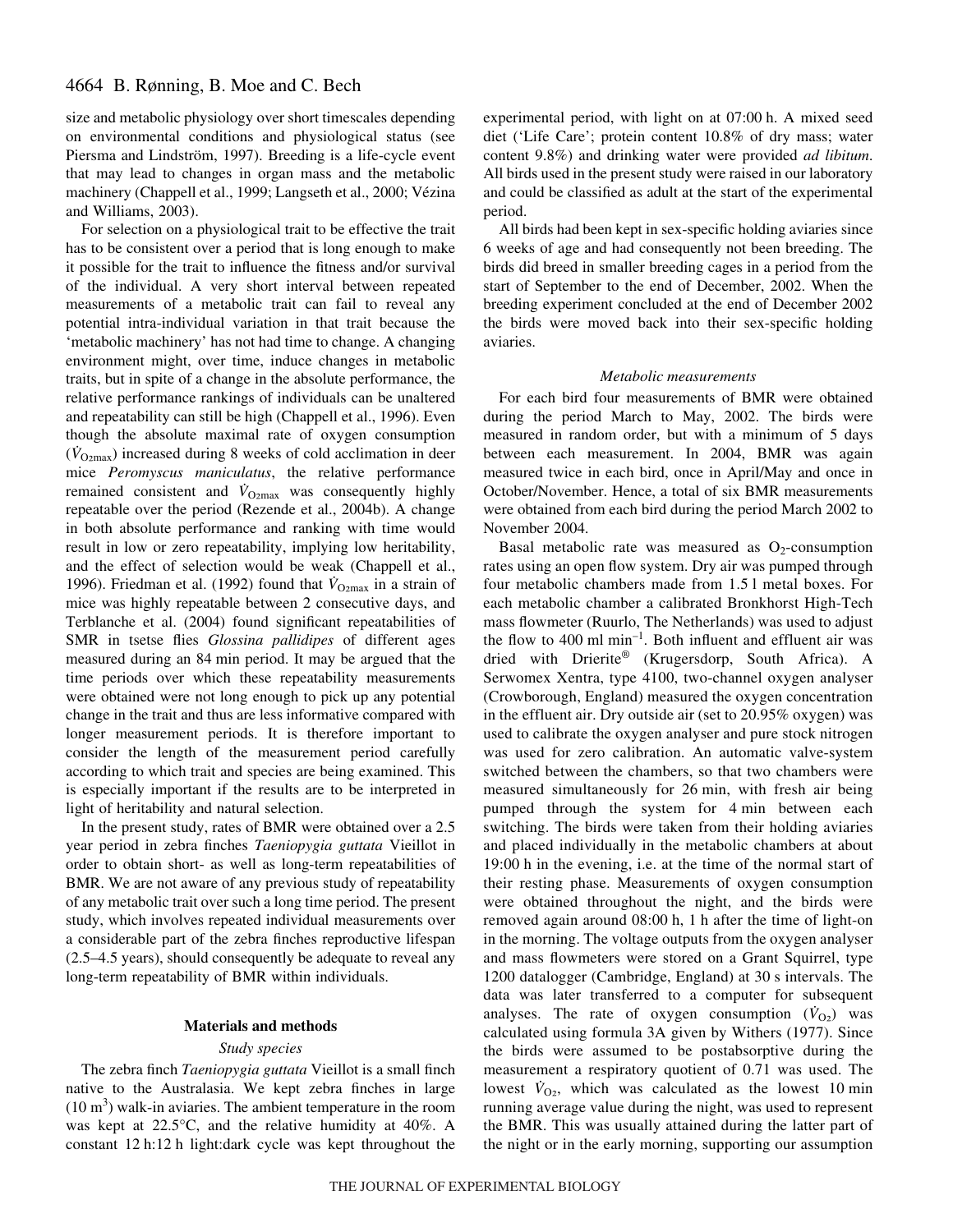size and metabolic physiology over short timescales depending on environmental conditions and physiological status (see Piersma and Lindström, 1997). Breeding is a life-cycle event that may lead to changes in organ mass and the metabolic machinery (Chappell et al., 1999; Langseth et al., 2000; Vézina and Williams, 2003).

For selection on a physiological trait to be effective the trait has to be consistent over a period that is long enough to make it possible for the trait to influence the fitness and/or survival of the individual. A very short interval between repeated measurements of a metabolic trait can fail to reveal any potential intra-individual variation in that trait because the 'metabolic machinery' has not had time to change. A changing environment might, over time, induce changes in metabolic traits, but in spite of a change in the absolute performance, the relative performance rankings of individuals can be unaltered and repeatability can still be high (Chappell et al., 1996). Even though the absolute maximal rate of oxygen consumption ($\dot{V}_{O_2max}$) increased during 8 weeks of cold acclimation in deer mice *Peromyscus maniculatus*, the relative performance remained consistent and $\dot{V}_{O_2max}$ was consequently highly repeatable over the period (Rezende et al., 2004b). A change in both absolute performance and ranking with time would result in low or zero repeatability, implying low heritability, and the effect of selection would be weak (Chappell et al., 1996). Friedman et al. (1992) found that $\dot{V}_{O_2max}$ in a strain of mice was highly repeatable between 2 consecutive days, and Terblanche et al. (2004) found significant repeatabilities of SMR in tsetse flies *Glossina pallidipes* of different ages measured during an 84 min period. It may be argued that the time periods over which these repeatability measurements were obtained were not long enough to pick up any potential change in the trait and thus are less informative compared with longer measurement periods. It is therefore important to consider the length of the measurement period carefully according to which trait and species are being examined. This is especially important if the results are to be interpreted in light of heritability and natural selection.

In the present study, rates of BMR were obtained over a 2.5 year period in zebra finches *Taeniopygia guttata* Vieillot in order to obtain short- as well as long-term repeatabilities of BMR. We are not aware of any previous study of repeatability of any metabolic trait over such a long time period. The present study, which involves repeated individual measurements over a considerable part of the zebra finches reproductive lifespan (2.5–4.5 years), should consequently be adequate to reveal any long-term repeatability of BMR within individuals.

## Materials and methods

### *Study species*

The zebra finch *Taeniopygia guttata* Vieillot is a small finch native to the Australasia. We kept zebra finches in large ($10\ m^3$) walk-in aviaries. The ambient temperature in the room was kept at 22.5°C, and the relative humidity at 40%. A constant 12 h:12 h light:dark cycle was kept throughout the experimental period, with light on at 07:00 h. A mixed seed diet ('Life Care'; protein content 10.8% of dry mass; water content 9.8%) and drinking water were provided *ad libitum*. All birds used in the present study were raised in our laboratory and could be classified as adult at the start of the experimental period.

All birds had been kept in sex-specific holding aviaries since 6 weeks of age and had consequently not been breeding. The birds did breed in smaller breeding cages in a period from the start of September to the end of December, 2002. When the breeding experiment concluded at the end of December 2002 the birds were moved back into their sex-specific holding aviaries.

### *Metabolic measurements*

For each bird four measurements of BMR were obtained during the period March to May, 2002. The birds were measured in random order, but with a minimum of 5 days between each measurement. In 2004, BMR was again measured twice in each bird, once in April/May and once in October/November. Hence, a total of six BMR measurements were obtained from each bird during the period March 2002 to November 2004.

Basal metabolic rate was measured as $O_2$-consumption rates using an open flow system. Dry air was pumped through four metabolic chambers made from 1.5 l metal boxes. For each metabolic chamber a calibrated Bronkhorst High-Tech mass flowmeter (Ruurlo, The Netherlands) was used to adjust the flow to 400 ml $min^{-1}$. Both influent and effluent air was dried with Drierite® (Krugersdorp, South Africa). A Serwomex Xentra, type 4100, two-channel oxygen analyser (Crowborough, England) measured the oxygen concentration in the effluent air. Dry outside air (set to 20.95% oxygen) was used to calibrate the oxygen analyser and pure stock nitrogen was used for zero calibration. An automatic valve-system switched between the chambers, so that two chambers were measured simultaneously for 26 min, with fresh air being pumped through the system for 4 min between each switching. The birds were taken from their holding aviaries and placed individually in the metabolic chambers at about 19:00 h in the evening, i.e. at the time of the normal start of their resting phase. Measurements of oxygen consumption were obtained throughout the night, and the birds were removed again around 08:00 h, 1 h after the time of light-on in the morning. The voltage outputs from the oxygen analyser and mass flowmeters were stored on a Grant Squirrel, type 1200 datalogger (Cambridge, England) at 30 s intervals. The data was later transferred to a computer for subsequent analyses. The rate of oxygen consumption ($\dot{V}_{O_2}$) was calculated using formula 3A given by Withers (1977). Since the birds were assumed to be postabsorptive during the measurement a respiratory quotient of 0.71 was used. The lowest $\dot{V}_{O_2}$, which was calculated as the lowest 10 min running average value during the night, was used to represent the BMR. This was usually attained during the latter part of the night or in the early morning, supporting our assumption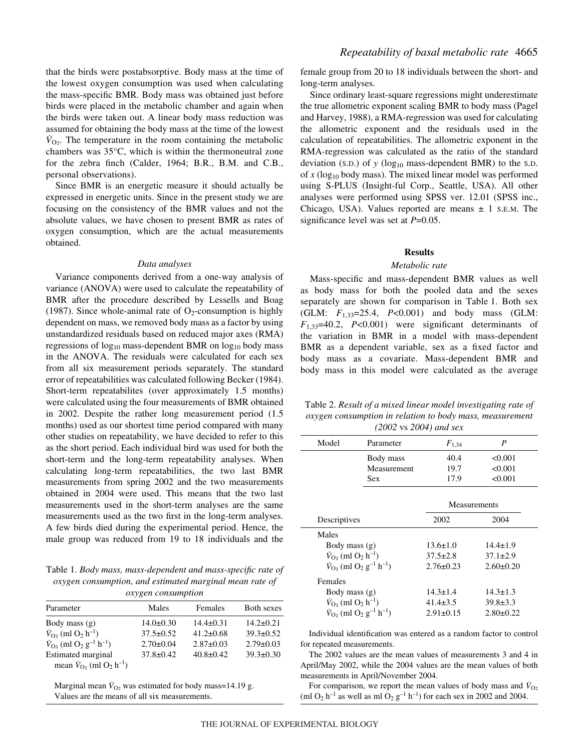that the birds were postabsorptive. Body mass at the time of the lowest oxygen consumption was used when calculating the mass-specific BMR. Body mass was obtained just before birds were placed in the metabolic chamber and again when the birds were taken out. A linear body mass reduction was assumed for obtaining the body mass at the time of the lowest $\dot{V}_{O_2}$. The temperature in the room containing the metabolic chambers was 35°C, which is within the thermoneutral zone for the zebra finch (Calder, 1964; B.R., B.M. and C.B., personal observations).

Since BMR is an energetic measure it should actually be expressed in energetic units. Since in the present study we are focusing on the consistency of the BMR values and not the absolute values, we have chosen to present BMR as rates of oxygen consumption, which are the actual measurements obtained.

### *Data analyses*

Variance components derived from a one-way analysis of variance (ANOVA) were used to calculate the repeatability of BMR after the procedure described by Lessells and Boag (1987). Since whole-animal rate of $O_2$-consumption is highly dependent on mass, we removed body mass as a factor by using unstandardized residuals based on reduced major axes (RMA) regressions of $\log_{10}$ mass-dependent BMR on $\log_{10}$ body mass in the ANOVA. The residuals were calculated for each sex from all six measurement periods separately. The standard error of repeatabilities was calculated following Becker (1984). Short-term repeatabilites (over approximately 1.5 months) were calculated using the four measurements of BMR obtained in 2002. Despite the rather long measurement period (1.5 months) used as our shortest time period compared with many other studies on repeatability, we have decided to refer to this as the short period. Each individual bird was used for both the short-term and the long-term repeatability analyses. When calculating long-term repeatabilities, the two last BMR measurements from spring 2002 and the two measurements obtained in 2004 were used. This means that the two last measurements used in the short-term analyses are the same measurements used as the two first in the long-term analyses. A few birds died during the experimental period. Hence, the male group was reduced from 19 to 18 individuals and the female group from 20 to 18 individuals between the short- and long-term analyses.

Since ordinary least-square regressions might underestimate the true allometric exponent scaling BMR to body mass (Pagel and Harvey, 1988), a RMA-regression was used for calculating the allometric exponent and the residuals used in the calculation of repeatabilities. The allometric exponent in the RMA-regression was calculated as the ratio of the standard deviation (S.D.) of *y* ($\log_{10}$ mass-dependent BMR) to the S.D. of *x* ($\log_{10}$ body mass). The mixed linear model was performed using S-PLUS (Insight-ful Corp., Seattle, USA). All other analyses were performed using SPSS ver. 12.01 (SPSS inc., Chicago, USA). Values reported are means ± 1 S.E.M. The significance level was set at $P$=0.05.

## Results

### *Metabolic rate*

Mass-specific and mass-dependent BMR values as well as body mass for both the pooled data and the sexes separately are shown for comparison in Table 1. Both sex (GLM: $F_{1,33}$=25.4, $P$<0.001) and body mass (GLM: $F_{1,33}$=40.2, $P$<0.001) were significant determinants of the variation in BMR in a model with mass-dependent BMR as a dependent variable, sex as a fixed factor and body mass as a covariate. Mass-dependent BMR and body mass in this model were calculated as the average

Table 1. *Body mass, mass-dependent and mass-specific rate of oxygen consumption, and estimated marginal mean rate of oxygen consumption*

| Parameter | Males | Females | Both sexes |
|---|---|---|---|
| Body mass (g) | 14.0±0.30 | 14.4±0.31 | 14.2±0.21 |
| $\dot{V}_{O_2}$ (ml $O_2$ h$^{-1}$) | 37.5±0.52 | 41.2±0.68 | 39.3±0.52 |
| $\dot{V}_{O_2}$ (ml $O_2$ g$^{-1}$ h$^{-1}$) | 2.70±0.04 | 2.87±0.03 | 2.79±0.03 |
| Estimated marginal mean $\dot{V}_{O_2}$ (ml $O_2$ h$^{-1}$) | 37.8±0.42 | 40.8±0.42 | 39.3±0.30 |

Marginal mean $\dot{V}_{O_2}$ was estimated for body mass=14.19 g.
Values are the means of all six measurements.

Table 2. *Result of a mixed linear model investigating rate of oxygen consumption in relation to body mass, measurement (2002* vs *2004) and sex*

| Model | Parameter | $F_{1,34}$ | $P$ |
|---|---|---|---|
| | Body mass | 40.4 | <0.001 |
| | Measurement | 19.7 | <0.001 |
| | Sex | 17.9 | <0.001 |

| Descriptives | Measurements 2002 | Measurements 2004 |
|---|---|---|
| Males | | |
| Body mass (g) | 13.6±1.0 | 14.4±1.9 |
| $\dot{V}_{O_2}$ (ml $O_2$ h$^{-1}$) | 37.5±2.8 | 37.1±2.9 |
| $\dot{V}_{O_2}$ (ml $O_2$ g$^{-1}$ h$^{-1}$) | 2.76±0.23 | 2.60±0.20 |
| Females | | |
| Body mass (g) | 14.3±1.4 | 14.3±1.3 |
| $\dot{V}_{O_2}$ (ml $O_2$ h$^{-1}$) | 41.4±3.5 | 39.8±3.3 |
| $\dot{V}_{O_2}$ (ml $O_2$ g$^{-1}$ h$^{-1}$) | 2.91±0.15 | 2.80±0.22 |

Individual identification was entered as a random factor to control for repeated measurements.

The 2002 values are the mean values of measurements 3 and 4 in April/May 2002, while the 2004 values are the mean values of both measurements in April/November 2004.

For comparison, we report the mean values of body mass and $\dot{V}_{O_2}$ (ml $O_2$ h$^{-1}$ as well as ml $O_2$ g$^{-1}$ h$^{-1}$) for each sex in 2002 and 2004.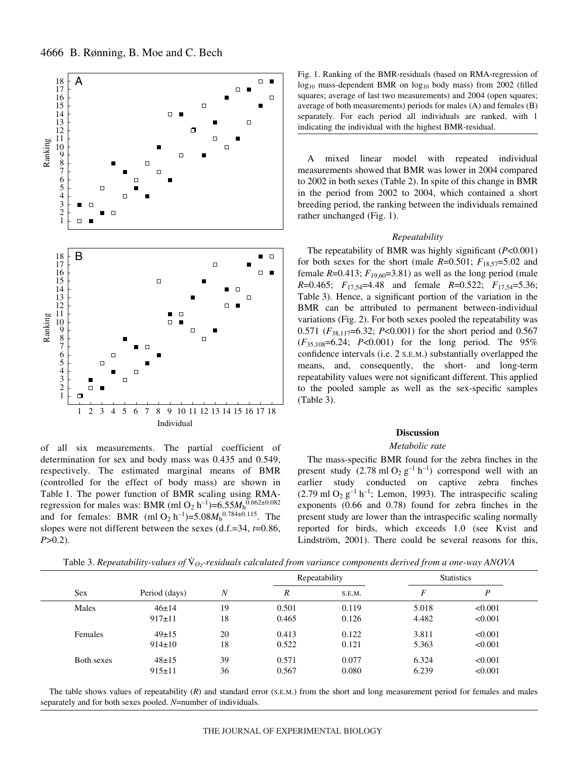Fig. 1. Ranking of the BMR-residuals (based on RMA-regression of $\log_{10}$ mass-dependent BMR on $\log_{10}$ body mass) from 2002 (filled squares; average of last two measurements) and 2004 (open squares; average of both measurements) periods for males (A) and females (B) separately. For each period all individuals are ranked, with 1 indicating the individual with the highest BMR-residual.

of all six measurements. The partial coefficient of determination for sex and body mass was 0.435 and 0.549, respectively. The estimated marginal means of BMR (controlled for the effect of body mass) are shown in Table 1. The power function of BMR scaling using RMA-regression for males was: BMR (ml $O_2$ $h^{-1}$)=$6.55M_b^{0.662\pm0.082}$ and for females: BMR (ml $O_2$ $h^{-1}$)=$5.08M_b^{0.784\pm0.115}$. The slopes were not different between the sexes (d.f.=34, $t$=0.86, $P$>0.2).

A mixed linear model with repeated individual measurements showed that BMR was lower in 2004 compared to 2002 in both sexes (Table 2). In spite of this change in BMR in the period from 2002 to 2004, which contained a short breeding period, the ranking between the individuals remained rather unchanged (Fig. 1).

### *Repeatability*

The repeatability of BMR was highly significant ($P$<0.001) for both sexes for the short (male $R$=0.501; $F_{18,57}$=5.02 and female $R$=0.413; $F_{19,60}$=3.81) as well as the long period (male $R$=0.465; $F_{17,54}$=4.48 and female $R$=0.522; $F_{17,54}$=5.36; Table 3). Hence, a significant portion of the variation in the BMR can be attributed to permanent between-individual variations (Fig. 2). For both sexes pooled the repeatability was 0.571 ($F_{38,117}$=6.32; $P$<0.001) for the short period and 0.567 ($F_{35,108}$=6.24; $P$<0.001) for the long period. The 95% confidence intervals (i.e. 2 S.E.M.) substantially overlapped the means, and, consequently, the short- and long-term repeatability values were not significant different. This applied to the pooled sample as well as the sex-specific samples (Table 3).

## Discussion

### *Metabolic rate*

The mass-specific BMR found for the zebra finches in the present study (2.78 ml $O_2$ $g^{-1}$ $h^{-1}$) correspond well with an earlier study conducted on captive zebra finches (2.79 ml $O_2$ $g^{-1}$ $h^{-1}$; Lemon, 1993). The intraspecific scaling exponents (0.66 and 0.78) found for zebra finches in the present study are lower than the intraspecific scaling normally reported for birds, which exceeds 1.0 (see Kvist and Lindström, 2001). There could be several reasons for this,

Table 3. *Repeatability-values of* $\dot{V}_{O_2}$*-residuals calculated from variance components derived from a one-way ANOVA*

| Sex | Period (days) | $N$ | Repeatability | | Statistics | |
|---|---|---|---|---|---|---|
| | | | $R$ | S.E.M. | $F$ | $P$ |
| Males | 46±14 | 19 | 0.501 | 0.119 | 5.018 | <0.001 |
| | 917±11 | 18 | 0.465 | 0.126 | 4.482 | <0.001 |
| Females | 49±15 | 20 | 0.413 | 0.122 | 3.811 | <0.001 |
| | 914±10 | 18 | 0.522 | 0.121 | 5.363 | <0.001 |
| Both sexes | 48±15 | 39 | 0.571 | 0.077 | 6.324 | <0.001 |
| | 915±11 | 36 | 0.567 | 0.080 | 6.239 | <0.001 |

The table shows values of repeatability ($R$) and standard error (S.E.M.) from the short and long measurement period for females and males separately and for both sexes pooled. $N$=number of individuals.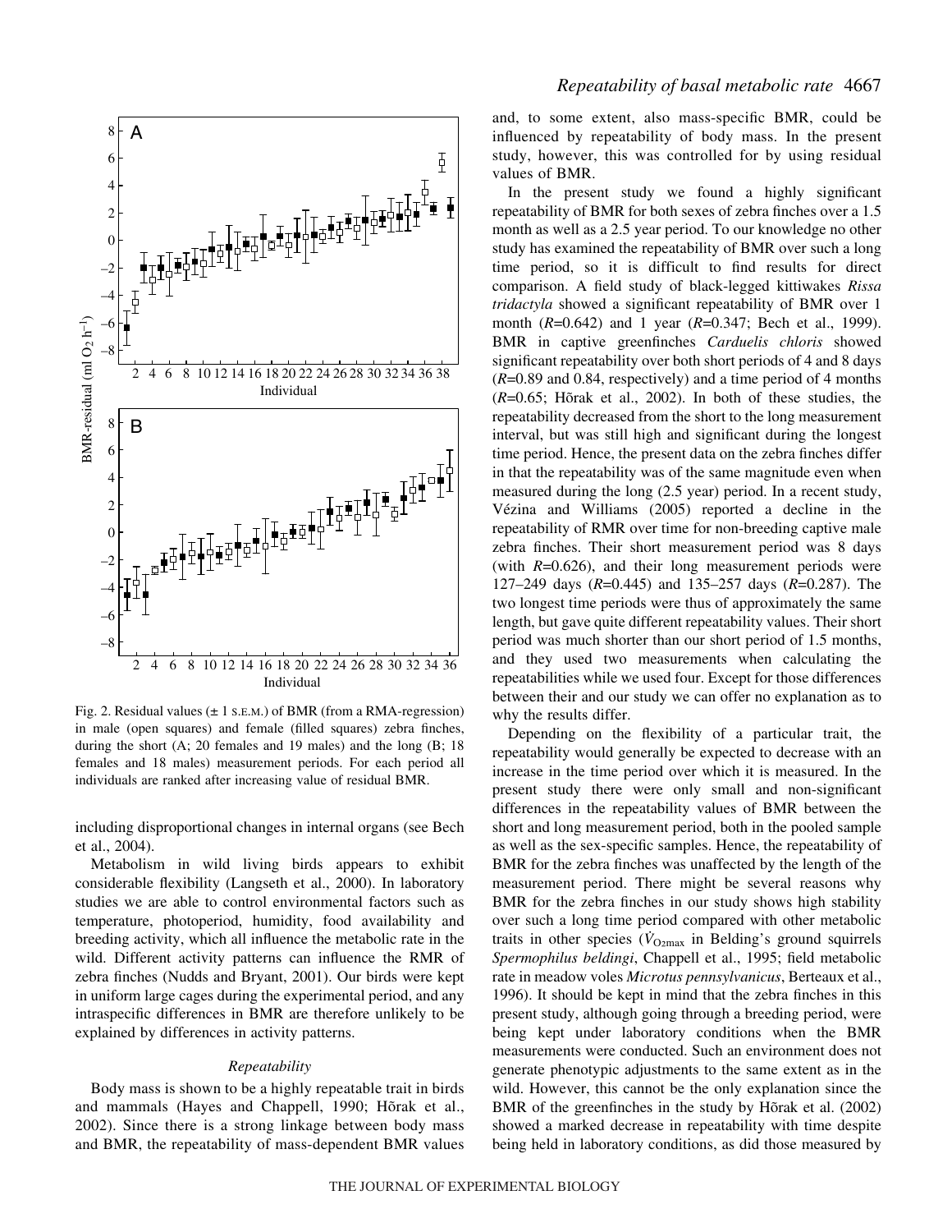Fig. 2. Residual values (± 1 S.E.M.) of BMR (from a RMA-regression) in male (open squares) and female (filled squares) zebra finches, during the short (A; 20 females and 19 males) and the long (B; 18 females and 18 males) measurement periods. For each period all individuals are ranked after increasing value of residual BMR.

including disproportional changes in internal organs (see Bech et al., 2004).

Metabolism in wild living birds appears to exhibit considerable flexibility (Langseth et al., 2000). In laboratory studies we are able to control environmental factors such as temperature, photoperiod, humidity, food availability and breeding activity, which all influence the metabolic rate in the wild. Different activity patterns can influence the RMR of zebra finches (Nudds and Bryant, 2001). Our birds were kept in uniform large cages during the experimental period, and any intraspecific differences in BMR are therefore unlikely to be explained by differences in activity patterns.

### *Repeatability*

Body mass is shown to be a highly repeatable trait in birds and mammals (Hayes and Chappell, 1990; Hõrak et al., 2002). Since there is a strong linkage between body mass and BMR, the repeatability of mass-dependent BMR values and, to some extent, also mass-specific BMR, could be influenced by repeatability of body mass. In the present study, however, this was controlled for by using residual values of BMR.

In the present study we found a highly significant repeatability of BMR for both sexes of zebra finches over a 1.5 month as well as a 2.5 year period. To our knowledge no other study has examined the repeatability of BMR over such a long time period, so it is difficult to find results for direct comparison. A field study of black-legged kittiwakes *Rissa tridactyla* showed a significant repeatability of BMR over 1 month ($R$=0.642) and 1 year ($R$=0.347; Bech et al., 1999). BMR in captive greenfinches *Carduelis chloris* showed significant repeatability over both short periods of 4 and 8 days ($R$=0.89 and 0.84, respectively) and a time period of 4 months ($R$=0.65; Hõrak et al., 2002). In both of these studies, the repeatability decreased from the short to the long measurement interval, but was still high and significant during the longest time period. Hence, the present data on the zebra finches differ in that the repeatability was of the same magnitude even when measured during the long (2.5 year) period. In a recent study, Vézina and Williams (2005) reported a decline in the repeatability of RMR over time for non-breeding captive male zebra finches. Their short measurement period was 8 days (with $R$=0.626), and their long measurement periods were 127–249 days ($R$=0.445) and 135–257 days ($R$=0.287). The two longest time periods were thus of approximately the same length, but gave quite different repeatability values. Their short period was much shorter than our short period of 1.5 months, and they used two measurements when calculating the repeatabilities while we used four. Except for those differences between their and our study we can offer no explanation as to why the results differ.

Depending on the flexibility of a particular trait, the repeatability would generally be expected to decrease with an increase in the time period over which it is measured. In the present study there were only small and non-significant differences in the repeatability values of BMR between the short and long measurement period, both in the pooled sample as well as the sex-specific samples. Hence, the repeatability of BMR for the zebra finches was unaffected by the length of the measurement period. There might be several reasons why BMR for the zebra finches in our study shows high stability over such a long time period compared with other metabolic traits in other species ($\dot{V}_{O_2max}$ in Belding's ground squirrels *Spermophilus beldingi*, Chappell et al., 1995; field metabolic rate in meadow voles *Microtus pennsylvanicus*, Berteaux et al., 1996). It should be kept in mind that the zebra finches in this present study, although going through a breeding period, were being kept under laboratory conditions when the BMR measurements were conducted. Such an environment does not generate phenotypic adjustments to the same extent as in the wild. However, this cannot be the only explanation since the BMR of the greenfinches in the study by Hõrak et al. (2002) showed a marked decrease in repeatability with time despite being held in laboratory conditions, as did those measured by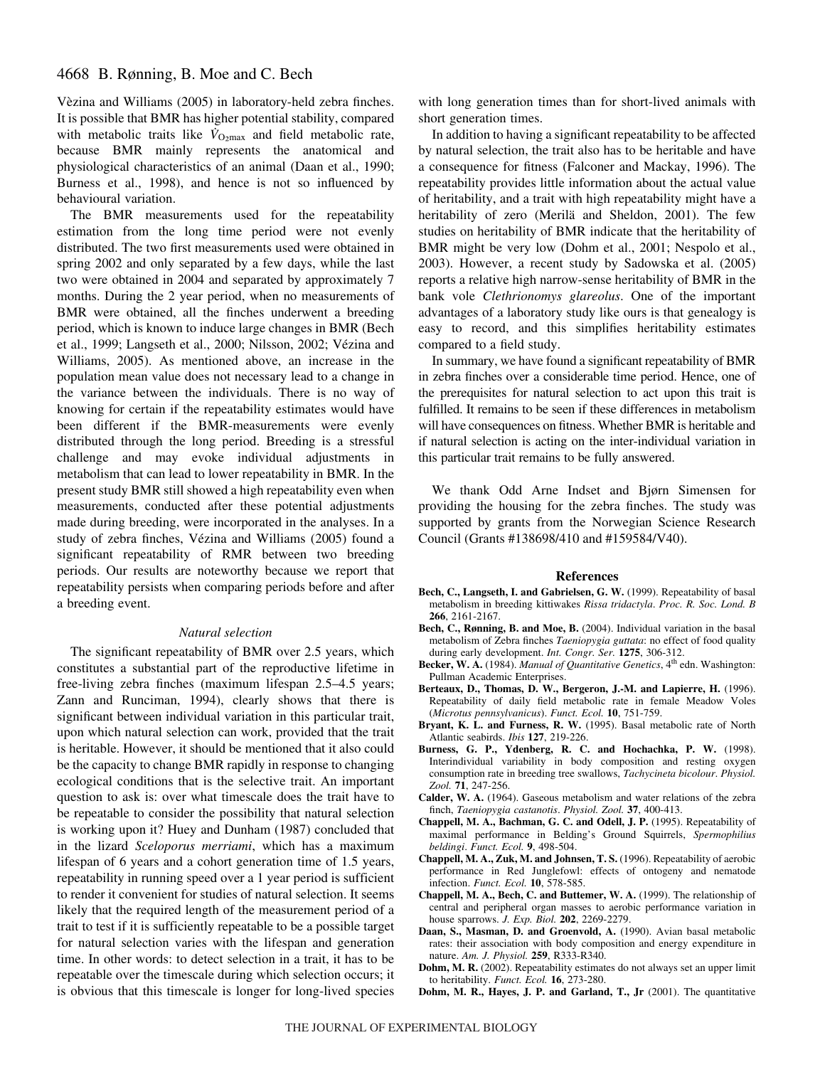Vèzina and Williams (2005) in laboratory-held zebra finches. It is possible that BMR has higher potential stability, compared with metabolic traits like $\dot{V}_{O_2max}$ and field metabolic rate, because BMR mainly represents the anatomical and physiological characteristics of an animal (Daan et al., 1990; Burness et al., 1998), and hence is not so influenced by behavioural variation.

The BMR measurements used for the repeatability estimation from the long time period were not evenly distributed. The two first measurements used were obtained in spring 2002 and only separated by a few days, while the last two were obtained in 2004 and separated by approximately 7 months. During the 2 year period, when no measurements of BMR were obtained, all the finches underwent a breeding period, which is known to induce large changes in BMR (Bech et al., 1999; Langseth et al., 2000; Nilsson, 2002; Vézina and Williams, 2005). As mentioned above, an increase in the population mean value does not necessary lead to a change in the variance between the individuals. There is no way of knowing for certain if the repeatability estimates would have been different if the BMR-measurements were evenly distributed through the long period. Breeding is a stressful challenge and may evoke individual adjustments in metabolism that can lead to lower repeatability in BMR. In the present study BMR still showed a high repeatability even when measurements, conducted after these potential adjustments made during breeding, were incorporated in the analyses. In a study of zebra finches, Vézina and Williams (2005) found a significant repeatability of RMR between two breeding periods. Our results are noteworthy because we report that repeatability persists when comparing periods before and after a breeding event.

### *Natural selection*

The significant repeatability of BMR over 2.5 years, which constitutes a substantial part of the reproductive lifetime in free-living zebra finches (maximum lifespan 2.5–4.5 years; Zann and Runciman, 1994), clearly shows that there is significant between individual variation in this particular trait, upon which natural selection can work, provided that the trait is heritable. However, it should be mentioned that it also could be the capacity to change BMR rapidly in response to changing ecological conditions that is the selective trait. An important question to ask is: over what timescale does the trait have to be repeatable to consider the possibility that natural selection is working upon it? Huey and Dunham (1987) concluded that in the lizard *Sceloporus merriami*, which has a maximum lifespan of 6 years and a cohort generation time of 1.5 years, repeatability in running speed over a 1 year period is sufficient to render it convenient for studies of natural selection. It seems likely that the required length of the measurement period of a trait to test if it is sufficiently repeatable to be a possible target for natural selection varies with the lifespan and generation time. In other words: to detect selection in a trait, it has to be repeatable over the timescale during which selection occurs; it is obvious that this timescale is longer for long-lived species with long generation times than for short-lived animals with short generation times.

In addition to having a significant repeatability to be affected by natural selection, the trait also has to be heritable and have a consequence for fitness (Falconer and Mackay, 1996). The repeatability provides little information about the actual value of heritability, and a trait with high repeatability might have a heritability of zero (Merilä and Sheldon, 2001). The few studies on heritability of BMR indicate that the heritability of BMR might be very low (Dohm et al., 2001; Nespolo et al., 2003). However, a recent study by Sadowska et al. (2005) reports a relative high narrow-sense heritability of BMR in the bank vole *Clethrionomys glareolus*. One of the important advantages of a laboratory study like ours is that genealogy is easy to record, and this simplifies heritability estimates compared to a field study.

In summary, we have found a significant repeatability of BMR in zebra finches over a considerable time period. Hence, one of the prerequisites for natural selection to act upon this trait is fulfilled. It remains to be seen if these differences in metabolism will have consequences on fitness. Whether BMR is heritable and if natural selection is acting on the inter-individual variation in this particular trait remains to be fully answered.

We thank Odd Arne Indset and Bjørn Simensen for providing the housing for the zebra finches. The study was supported by grants from the Norwegian Science Research Council (Grants #138698/410 and #159584/V40).

## References

**Bech, C., Langseth, I. and Gabrielsen, G. W.** (1999). Repeatability of basal metabolism in breeding kittiwakes *Rissa tridactyla*. *Proc. R. Soc. Lond. B* **266**, 2161-2167.

**Bech, C., Rønning, B. and Moe, B.** (2004). Individual variation in the basal metabolism of Zebra finches *Taeniopygia guttata*: no effect of food quality during early development. *Int. Congr. Ser.* **1275**, 306-312.

**Becker, W. A.** (1984). *Manual of Quantitative Genetics*, 4th edn. Washington: Pullman Academic Enterprises.

**Berteaux, D., Thomas, D. W., Bergeron, J.-M. and Lapierre, H.** (1996). Repeatability of daily field metabolic rate in female Meadow Voles (*Microtus pennsylvanicus*). *Funct. Ecol.* **10**, 751-759.

**Bryant, K. L. and Furness, R. W.** (1995). Basal metabolic rate of North Atlantic seabirds. *Ibis* **127**, 219-226.

**Burness, G. P., Ydenberg, R. C. and Hochachka, P. W.** (1998). Interindividual variability in body composition and resting oxygen consumption rate in breeding tree swallows, *Tachycineta bicolour*. *Physiol. Zool.* **71**, 247-256.

**Calder, W. A.** (1964). Gaseous metabolism and water relations of the zebra finch, *Taeniopygia castanotis*. *Physiol. Zool.* **37**, 400-413.

**Chappell, M. A., Bachman, G. C. and Odell, J. P.** (1995). Repeatability of maximal performance in Belding's Ground Squirrels, *Spermophilius beldingi*. *Funct. Ecol.* **9**, 498-504.

**Chappell, M. A., Zuk, M. and Johnsen, T. S.** (1996). Repeatability of aerobic performance in Red Junglefowl: effects of ontogeny and nematode infection. *Funct. Ecol.* **10**, 578-585.

**Chappell, M. A., Bech, C. and Buttemer, W. A.** (1999). The relationship of central and peripheral organ masses to aerobic performance variation in house sparrows. *J. Exp. Biol.* **202**, 2269-2279.

**Daan, S., Masman, D. and Groenvold, A.** (1990). Avian basal metabolic rates: their association with body composition and energy expenditure in nature. *Am. J. Physiol.* **259**, R333-R340.

**Dohm, M. R.** (2002). Repeatability estimates do not always set an upper limit to heritability. *Funct. Ecol.* **16**, 273-280.

**Dohm, M. R., Hayes, J. P. and Garland, T., Jr** (2001). The quantitative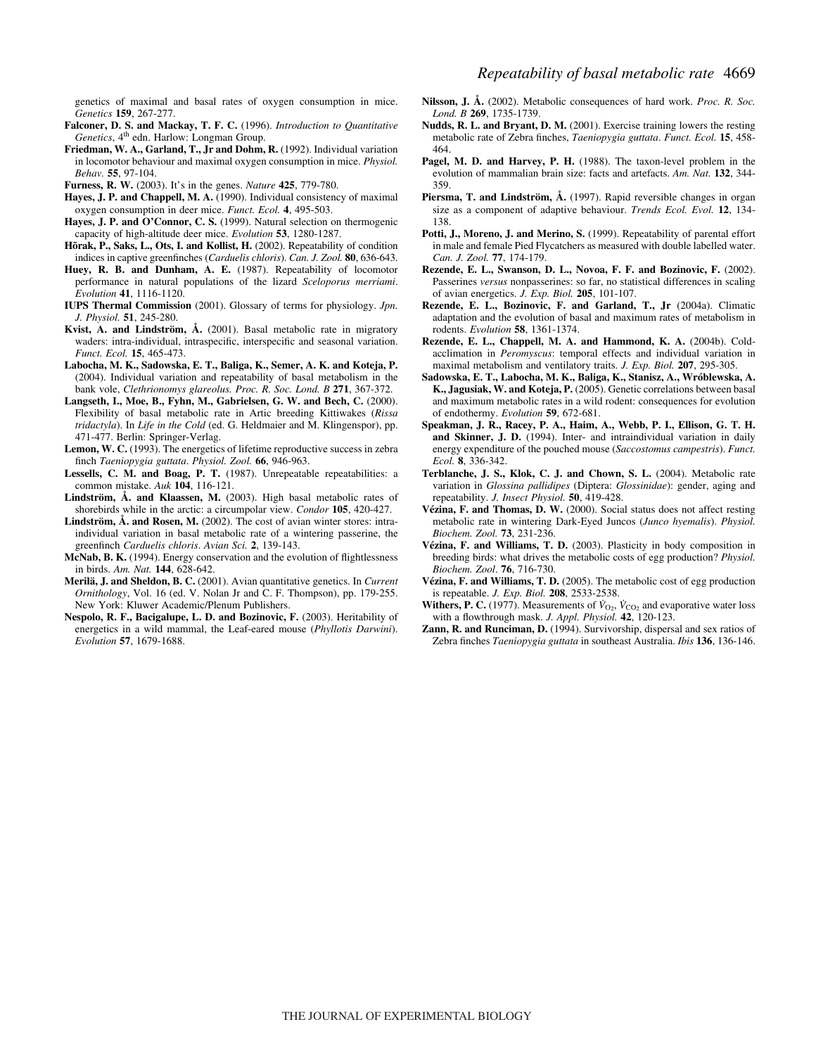genetics of maximal and basal rates of oxygen consumption in mice. *Genetics* **159**, 267-277.

**Falconer, D. S. and Mackay, T. F. C.** (1996). *Introduction to Quantitative Genetics*, 4th edn. Harlow: Longman Group.

**Friedman, W. A., Garland, T., Jr and Dohm, R.** (1992). Individual variation in locomotor behaviour and maximal oxygen consumption in mice. *Physiol. Behav.* **55**, 97-104.

**Furness, R. W.** (2003). It's in the genes. *Nature* **425**, 779-780.

**Hayes, J. P. and Chappell, M. A.** (1990). Individual consistency of maximal oxygen consumption in deer mice. *Funct. Ecol.* **4**, 495-503.

**Hayes, J. P. and O'Connor, C. S.** (1999). Natural selection on thermogenic capacity of high-altitude deer mice. *Evolution* **53**, 1280-1287.

**Hõrak, P., Saks, L., Ots, I. and Kollist, H.** (2002). Repeatability of condition indices in captive greenfinches (*Carduelis chloris*). *Can. J. Zool.* **80**, 636-643.

**Huey, R. B. and Dunham, A. E.** (1987). Repeatability of locomotor performance in natural populations of the lizard *Sceloporus merriami*. *Evolution* **41**, 1116-1120.

**IUPS Thermal Commission** (2001). Glossary of terms for physiology. *Jpn. J. Physiol.* **51**, 245-280.

**Kvist, A. and Lindström, Å.** (2001). Basal metabolic rate in migratory waders: intra-individual, intraspecific, interspecific and seasonal variation. *Funct. Ecol.* **15**, 465-473.

**Labocha, M. K., Sadowska, E. T., Baliga, K., Semer, A. K. and Koteja, P.** (2004). Individual variation and repeatability of basal metabolism in the bank vole, *Clethrionomys glareolus. Proc. R. Soc. Lond. B* **271**, 367-372.

**Langseth, I., Moe, B., Fyhn, M., Gabrielsen, G. W. and Bech, C.** (2000). Flexibility of basal metabolic rate in Artic breeding Kittiwakes (*Rissa tridactyla*). In *Life in the Cold* (ed. G. Heldmaier and M. Klingenspor), pp. 471-477. Berlin: Springer-Verlag.

**Lemon, W. C.** (1993). The energetics of lifetime reproductive success in zebra finch *Taeniopygia guttata*. *Physiol. Zool.* **66**, 946-963.

**Lessells, C. M. and Boag, P. T.** (1987). Unrepeatable repeatabilities: a common mistake. *Auk* **104**, 116-121.

**Lindström, Å. and Klaassen, M.** (2003). High basal metabolic rates of shorebirds while in the arctic: a circumpolar view. *Condor* **105**, 420-427.

**Lindström, Å. and Rosen, M.** (2002). The cost of avian winter stores: intra-individual variation in basal metabolic rate of a wintering passerine, the greenfinch *Carduelis chloris*. *Avian Sci.* **2**, 139-143.

**McNab, B. K.** (1994). Energy conservation and the evolution of flightlessness in birds. *Am. Nat.* **144**, 628-642.

**Merilä, J. and Sheldon, B. C.** (2001). Avian quantitative genetics. In *Current Ornithology*, Vol. 16 (ed. V. Nolan Jr and C. F. Thompson), pp. 179-255. New York: Kluwer Academic/Plenum Publishers.

**Nespolo, R. F., Bacigalupe, L. D. and Bozinovic, F.** (2003). Heritability of energetics in a wild mammal, the Leaf-eared mouse (*Phyllotis Darwini*). *Evolution* **57**, 1679-1688.

**Nilsson, J. Å.** (2002). Metabolic consequences of hard work. *Proc. R. Soc. Lond. B* **269**, 1735-1739.

**Nudds, R. L. and Bryant, D. M.** (2001). Exercise training lowers the resting metabolic rate of Zebra finches, *Taeniopygia guttata*. *Funct. Ecol.* **15**, 458-464.

**Pagel, M. D. and Harvey, P. H.** (1988). The taxon-level problem in the evolution of mammalian brain size: facts and artefacts. *Am. Nat.* **132**, 344-359.

**Piersma, T. and Lindström, Å.** (1997). Rapid reversible changes in organ size as a component of adaptive behaviour. *Trends Ecol. Evol.* **12**, 134-138.

**Potti, J., Moreno, J. and Merino, S.** (1999). Repeatability of parental effort in male and female Pied Flycatchers as measured with double labelled water. *Can. J. Zool.* **77**, 174-179.

**Rezende, E. L., Swanson, D. L., Novoa, F. F. and Bozinovic, F.** (2002). Passerines *versus* nonpasserines: so far, no statistical differences in scaling of avian energetics. *J. Exp. Biol.* **205**, 101-107.

**Rezende, E. L., Bozinovic, F. and Garland, T., Jr** (2004a). Climatic adaptation and the evolution of basal and maximum rates of metabolism in rodents. *Evolution* **58**, 1361-1374.

**Rezende, E. L., Chappell, M. A. and Hammond, K. A.** (2004b). Cold-acclimation in *Peromyscus*: temporal effects and individual variation in maximal metabolism and ventilatory traits. *J. Exp. Biol.* **207**, 295-305.

**Sadowska, E. T., Labocha, M. K., Baliga, K., Stanisz, A., Wróblewska, A. K., Jagusiak, W. and Koteja, P.** (2005). Genetic correlations between basal and maximum metabolic rates in a wild rodent: consequences for evolution of endothermy. *Evolution* **59**, 672-681.

**Speakman, J. R., Racey, P. A., Haim, A., Webb, P. I., Ellison, G. T. H. and Skinner, J. D.** (1994). Inter- and intraindividual variation in daily energy expenditure of the pouched mouse (*Saccostomus campestris*). *Funct. Ecol.* **8**, 336-342.

**Terblanche, J. S., Klok, C. J. and Chown, S. L.** (2004). Metabolic rate variation in *Glossina pallidipes* (Diptera: *Glossinidae*): gender, aging and repeatability. *J. Insect Physiol.* **50**, 419-428.

**Vézina, F. and Thomas, D. W.** (2000). Social status does not affect resting metabolic rate in wintering Dark-Eyed Juncos (*Junco hyemalis*). *Physiol. Biochem. Zool.* **73**, 231-236.

**Vézina, F. and Williams, T. D.** (2003). Plasticity in body composition in breeding birds: what drives the metabolic costs of egg production? *Physiol. Biochem. Zool.* **76**, 716-730.

**Vézina, F. and Williams, T. D.** (2005). The metabolic cost of egg production is repeatable. *J. Exp. Biol.* **208**, 2533-2538.

**Withers, P. C.** (1977). Measurements of $\dot{V}_{O_2}$, $\dot{V}_{CO_2}$ and evaporative water loss with a flowthrough mask. *J. Appl. Physiol.* **42**, 120-123.

**Zann, R. and Runciman, D.** (1994). Survivorship, dispersal and sex ratios of Zebra finches *Taeniopygia guttata* in southeast Australia. *Ibis* **136**, 136-146.